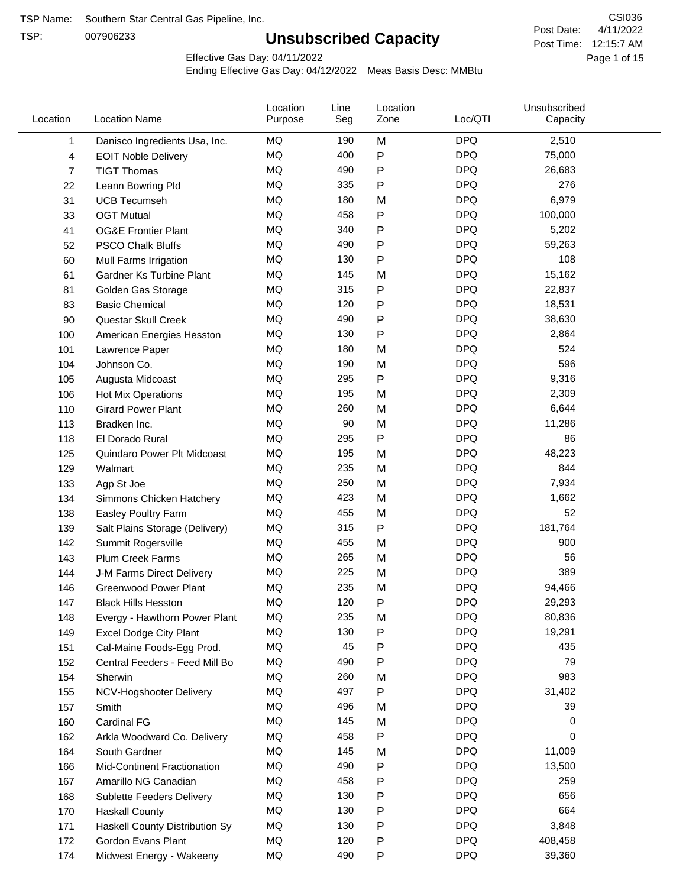TSP Name: Southern Star Central Gas Pipeline, Inc.

TSP: 007906233

# Unsubscribed Capacity

CSI036

Post Date: 4/11/2022

Post Time: 12:15:7 AM

Effective Gas Day: 04/11/2022

Ending Effective Gas Day: 04/12/2022 Meas Basis Desc: MMBtu

| Location | Location Name | Location Purpose | Line Seg | Location Zone | Loc/QTI | Unsubscribed Capacity |
|---|---|---|---|---|---|---|
| 1 | Danisco Ingredients Usa, Inc. | MQ | 190 | M | DPQ | 2,510 |
| 4 | EOIT Noble Delivery | MQ | 400 | P | DPQ | 75,000 |
| 7 | TIGT Thomas | MQ | 490 | P | DPQ | 26,683 |
| 22 | Leann Bowring Pld | MQ | 335 | P | DPQ | 276 |
| 31 | UCB Tecumseh | MQ | 180 | M | DPQ | 6,979 |
| 33 | OGT Mutual | MQ | 458 | P | DPQ | 100,000 |
| 41 | OG&E Frontier Plant | MQ | 340 | P | DPQ | 5,202 |
| 52 | PSCO Chalk Bluffs | MQ | 490 | P | DPQ | 59,263 |
| 60 | Mull Farms Irrigation | MQ | 130 | P | DPQ | 108 |
| 61 | Gardner Ks Turbine Plant | MQ | 145 | M | DPQ | 15,162 |
| 81 | Golden Gas Storage | MQ | 315 | P | DPQ | 22,837 |
| 83 | Basic Chemical | MQ | 120 | P | DPQ | 18,531 |
| 90 | Questar Skull Creek | MQ | 490 | P | DPQ | 38,630 |
| 100 | American Energies Hesston | MQ | 130 | P | DPQ | 2,864 |
| 101 | Lawrence Paper | MQ | 180 | M | DPQ | 524 |
| 104 | Johnson Co. | MQ | 190 | M | DPQ | 596 |
| 105 | Augusta Midcoast | MQ | 295 | P | DPQ | 9,316 |
| 106 | Hot Mix Operations | MQ | 195 | M | DPQ | 2,309 |
| 110 | Girard Power Plant | MQ | 260 | M | DPQ | 6,644 |
| 113 | Bradken Inc. | MQ | 90 | M | DPQ | 11,286 |
| 118 | El Dorado Rural | MQ | 295 | P | DPQ | 86 |
| 125 | Quindaro Power Plt Midcoast | MQ | 195 | M | DPQ | 48,223 |
| 129 | Walmart | MQ | 235 | M | DPQ | 844 |
| 133 | Agp St Joe | MQ | 250 | M | DPQ | 7,934 |
| 134 | Simmons Chicken Hatchery | MQ | 423 | M | DPQ | 1,662 |
| 138 | Easley Poultry Farm | MQ | 455 | M | DPQ | 52 |
| 139 | Salt Plains Storage (Delivery) | MQ | 315 | P | DPQ | 181,764 |
| 142 | Summit Rogersville | MQ | 455 | M | DPQ | 900 |
| 143 | Plum Creek Farms | MQ | 265 | M | DPQ | 56 |
| 144 | J-M Farms Direct Delivery | MQ | 225 | M | DPQ | 389 |
| 146 | Greenwood Power Plant | MQ | 235 | M | DPQ | 94,466 |
| 147 | Black Hills Hesston | MQ | 120 | P | DPQ | 29,293 |
| 148 | Evergy - Hawthorn Power Plant | MQ | 235 | M | DPQ | 80,836 |
| 149 | Excel Dodge City Plant | MQ | 130 | P | DPQ | 19,291 |
| 151 | Cal-Maine Foods-Egg Prod. | MQ | 45 | P | DPQ | 435 |
| 152 | Central Feeders - Feed Mill Bo | MQ | 490 | P | DPQ | 79 |
| 154 | Sherwin | MQ | 260 | M | DPQ | 983 |
| 155 | NCV-Hogshooter Delivery | MQ | 497 | P | DPQ | 31,402 |
| 157 | Smith | MQ | 496 | M | DPQ | 39 |
| 160 | Cardinal FG | MQ | 145 | M | DPQ | 0 |
| 162 | Arkla Woodward Co. Delivery | MQ | 458 | P | DPQ | 0 |
| 164 | South Gardner | MQ | 145 | M | DPQ | 11,009 |
| 166 | Mid-Continent Fractionation | MQ | 490 | P | DPQ | 13,500 |
| 167 | Amarillo NG Canadian | MQ | 458 | P | DPQ | 259 |
| 168 | Sublette Feeders Delivery | MQ | 130 | P | DPQ | 656 |
| 170 | Haskall County | MQ | 130 | P | DPQ | 664 |
| 171 | Haskell County Distribution Sy | MQ | 130 | P | DPQ | 3,848 |
| 172 | Gordon Evans Plant | MQ | 120 | P | DPQ | 408,458 |
| 174 | Midwest Energy - Wakeeny | MQ | 490 | P | DPQ | 39,360 |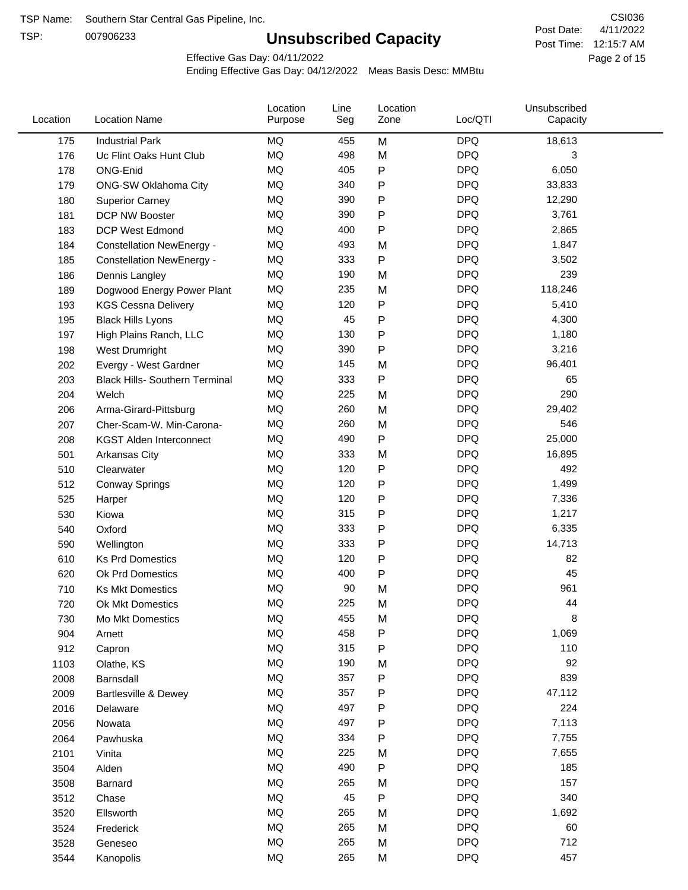TSP Name: Southern Star Central Gas Pipeline, Inc.

TSP: 007906233

# Unsubscribed Capacity

CSI036

Post Date: 4/11/2022

Post Time: 12:15:7 AM

Effective Gas Day: 04/11/2022

Ending Effective Gas Day: 04/12/2022 Meas Basis Desc: MMBtu

| Location | Location Name | Location Purpose | Line Seg | Location Zone | Loc/QTI | Unsubscribed Capacity |
|---|---|---|---|---|---|---|
| 175 | Industrial Park | MQ | 455 | M | DPQ | 18,613 |
| 176 | Uc Flint Oaks Hunt Club | MQ | 498 | M | DPQ | 3 |
| 178 | ONG-Enid | MQ | 405 | P | DPQ | 6,050 |
| 179 | ONG-SW Oklahoma City | MQ | 340 | P | DPQ | 33,833 |
| 180 | Superior Carney | MQ | 390 | P | DPQ | 12,290 |
| 181 | DCP NW Booster | MQ | 390 | P | DPQ | 3,761 |
| 183 | DCP West Edmond | MQ | 400 | P | DPQ | 2,865 |
| 184 | Constellation NewEnergy - | MQ | 493 | M | DPQ | 1,847 |
| 185 | Constellation NewEnergy - | MQ | 333 | P | DPQ | 3,502 |
| 186 | Dennis Langley | MQ | 190 | M | DPQ | 239 |
| 189 | Dogwood Energy Power Plant | MQ | 235 | M | DPQ | 118,246 |
| 193 | KGS Cessna Delivery | MQ | 120 | P | DPQ | 5,410 |
| 195 | Black Hills Lyons | MQ | 45 | P | DPQ | 4,300 |
| 197 | High Plains Ranch, LLC | MQ | 130 | P | DPQ | 1,180 |
| 198 | West Drumright | MQ | 390 | P | DPQ | 3,216 |
| 202 | Evergy - West Gardner | MQ | 145 | M | DPQ | 96,401 |
| 203 | Black Hills- Southern Terminal | MQ | 333 | P | DPQ | 65 |
| 204 | Welch | MQ | 225 | M | DPQ | 290 |
| 206 | Arma-Girard-Pittsburg | MQ | 260 | M | DPQ | 29,402 |
| 207 | Cher-Scam-W. Min-Carona- | MQ | 260 | M | DPQ | 546 |
| 208 | KGST Alden Interconnect | MQ | 490 | P | DPQ | 25,000 |
| 501 | Arkansas City | MQ | 333 | M | DPQ | 16,895 |
| 510 | Clearwater | MQ | 120 | P | DPQ | 492 |
| 512 | Conway Springs | MQ | 120 | P | DPQ | 1,499 |
| 525 | Harper | MQ | 120 | P | DPQ | 7,336 |
| 530 | Kiowa | MQ | 315 | P | DPQ | 1,217 |
| 540 | Oxford | MQ | 333 | P | DPQ | 6,335 |
| 590 | Wellington | MQ | 333 | P | DPQ | 14,713 |
| 610 | Ks Prd Domestics | MQ | 120 | P | DPQ | 82 |
| 620 | Ok Prd Domestics | MQ | 400 | P | DPQ | 45 |
| 710 | Ks Mkt Domestics | MQ | 90 | M | DPQ | 961 |
| 720 | Ok Mkt Domestics | MQ | 225 | M | DPQ | 44 |
| 730 | Mo Mkt Domestics | MQ | 455 | M | DPQ | 8 |
| 904 | Arnett | MQ | 458 | P | DPQ | 1,069 |
| 912 | Capron | MQ | 315 | P | DPQ | 110 |
| 1103 | Olathe, KS | MQ | 190 | M | DPQ | 92 |
| 2008 | Barnsdall | MQ | 357 | P | DPQ | 839 |
| 2009 | Bartlesville & Dewey | MQ | 357 | P | DPQ | 47,112 |
| 2016 | Delaware | MQ | 497 | P | DPQ | 224 |
| 2056 | Nowata | MQ | 497 | P | DPQ | 7,113 |
| 2064 | Pawhuska | MQ | 334 | P | DPQ | 7,755 |
| 2101 | Vinita | MQ | 225 | M | DPQ | 7,655 |
| 3504 | Alden | MQ | 490 | P | DPQ | 185 |
| 3508 | Barnard | MQ | 265 | M | DPQ | 157 |
| 3512 | Chase | MQ | 45 | P | DPQ | 340 |
| 3520 | Ellsworth | MQ | 265 | M | DPQ | 1,692 |
| 3524 | Frederick | MQ | 265 | M | DPQ | 60 |
| 3528 | Geneseo | MQ | 265 | M | DPQ | 712 |
| 3544 | Kanopolis | MQ | 265 | M | DPQ | 457 |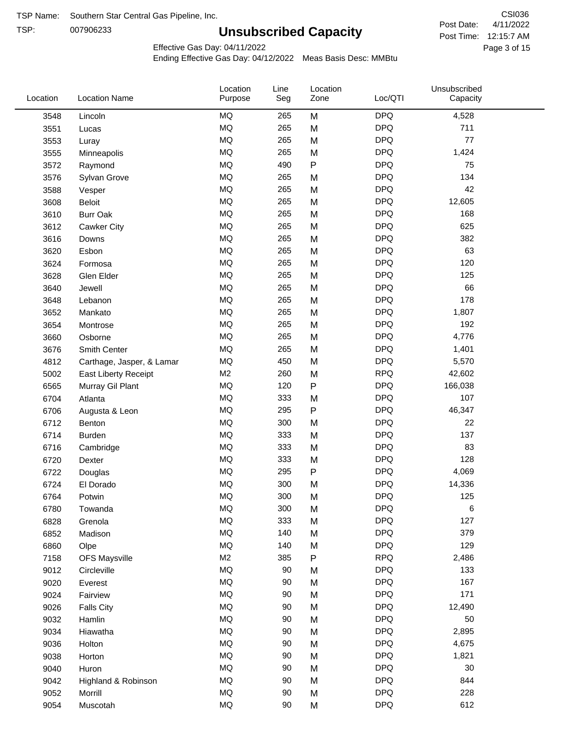TSP Name: Southern Star Central Gas Pipeline, Inc.
TSP: 007906233

# Unsubscribed Capacity

CSI036
Post Date: 4/11/2022
Post Time: 12:15:7 AM

Effective Gas Day: 04/11/2022
Ending Effective Gas Day: 04/12/2022 Meas Basis Desc: MMBtu

| Location | Location Name | Location Purpose | Line Seg | Location Zone | Loc/QTI | Unsubscribed Capacity |
|---|---|---|---|---|---|---|
| 3548 | Lincoln | MQ | 265 | M | DPQ | 4,528 |
| 3551 | Lucas | MQ | 265 | M | DPQ | 711 |
| 3553 | Luray | MQ | 265 | M | DPQ | 77 |
| 3555 | Minneapolis | MQ | 265 | M | DPQ | 1,424 |
| 3572 | Raymond | MQ | 490 | P | DPQ | 75 |
| 3576 | Sylvan Grove | MQ | 265 | M | DPQ | 134 |
| 3588 | Vesper | MQ | 265 | M | DPQ | 42 |
| 3608 | Beloit | MQ | 265 | M | DPQ | 12,605 |
| 3610 | Burr Oak | MQ | 265 | M | DPQ | 168 |
| 3612 | Cawker City | MQ | 265 | M | DPQ | 625 |
| 3616 | Downs | MQ | 265 | M | DPQ | 382 |
| 3620 | Esbon | MQ | 265 | M | DPQ | 63 |
| 3624 | Formosa | MQ | 265 | M | DPQ | 120 |
| 3628 | Glen Elder | MQ | 265 | M | DPQ | 125 |
| 3640 | Jewell | MQ | 265 | M | DPQ | 66 |
| 3648 | Lebanon | MQ | 265 | M | DPQ | 178 |
| 3652 | Mankato | MQ | 265 | M | DPQ | 1,807 |
| 3654 | Montrose | MQ | 265 | M | DPQ | 192 |
| 3660 | Osborne | MQ | 265 | M | DPQ | 4,776 |
| 3676 | Smith Center | MQ | 265 | M | DPQ | 1,401 |
| 4812 | Carthage, Jasper, & Lamar | MQ | 450 | M | DPQ | 5,570 |
| 5002 | East Liberty Receipt | M2 | 260 | M | RPQ | 42,602 |
| 6565 | Murray Gil Plant | MQ | 120 | P | DPQ | 166,038 |
| 6704 | Atlanta | MQ | 333 | M | DPQ | 107 |
| 6706 | Augusta & Leon | MQ | 295 | P | DPQ | 46,347 |
| 6712 | Benton | MQ | 300 | M | DPQ | 22 |
| 6714 | Burden | MQ | 333 | M | DPQ | 137 |
| 6716 | Cambridge | MQ | 333 | M | DPQ | 83 |
| 6720 | Dexter | MQ | 333 | M | DPQ | 128 |
| 6722 | Douglas | MQ | 295 | P | DPQ | 4,069 |
| 6724 | El Dorado | MQ | 300 | M | DPQ | 14,336 |
| 6764 | Potwin | MQ | 300 | M | DPQ | 125 |
| 6780 | Towanda | MQ | 300 | M | DPQ | 6 |
| 6828 | Grenola | MQ | 333 | M | DPQ | 127 |
| 6852 | Madison | MQ | 140 | M | DPQ | 379 |
| 6860 | Olpe | MQ | 140 | M | DPQ | 129 |
| 7158 | OFS Maysville | M2 | 385 | P | RPQ | 2,486 |
| 9012 | Circleville | MQ | 90 | M | DPQ | 133 |
| 9020 | Everest | MQ | 90 | M | DPQ | 167 |
| 9024 | Fairview | MQ | 90 | M | DPQ | 171 |
| 9026 | Falls City | MQ | 90 | M | DPQ | 12,490 |
| 9032 | Hamlin | MQ | 90 | M | DPQ | 50 |
| 9034 | Hiawatha | MQ | 90 | M | DPQ | 2,895 |
| 9036 | Holton | MQ | 90 | M | DPQ | 4,675 |
| 9038 | Horton | MQ | 90 | M | DPQ | 1,821 |
| 9040 | Huron | MQ | 90 | M | DPQ | 30 |
| 9042 | Highland & Robinson | MQ | 90 | M | DPQ | 844 |
| 9052 | Morrill | MQ | 90 | M | DPQ | 228 |
| 9054 | Muscotah | MQ | 90 | M | DPQ | 612 |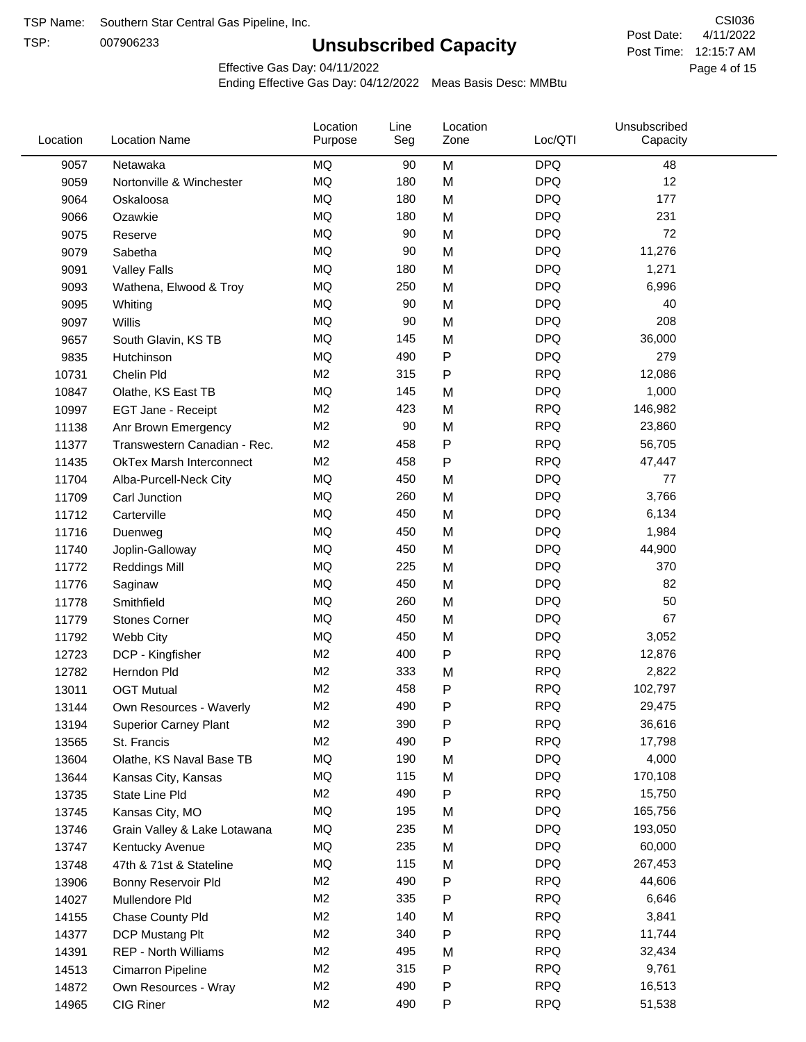TSP Name: Southern Star Central Gas Pipeline, Inc.

TSP: 007906233

# Unsubscribed Capacity

CSI036

Post Date: 4/11/2022

Post Time: 12:15:7 AM

Effective Gas Day: 04/11/2022

Ending Effective Gas Day: 04/12/2022 Meas Basis Desc: MMBtu

| Location | Location Name | Location Purpose | Line Seg | Location Zone | Loc/QTI | Unsubscribed Capacity |
|---|---|---|---|---|---|---|
| 9057 | Netawaka | MQ | 90 | M | DPQ | 48 |
| 9059 | Nortonville & Winchester | MQ | 180 | M | DPQ | 12 |
| 9064 | Oskaloosa | MQ | 180 | M | DPQ | 177 |
| 9066 | Ozawkie | MQ | 180 | M | DPQ | 231 |
| 9075 | Reserve | MQ | 90 | M | DPQ | 72 |
| 9079 | Sabetha | MQ | 90 | M | DPQ | 11,276 |
| 9091 | Valley Falls | MQ | 180 | M | DPQ | 1,271 |
| 9093 | Wathena, Elwood & Troy | MQ | 250 | M | DPQ | 6,996 |
| 9095 | Whiting | MQ | 90 | M | DPQ | 40 |
| 9097 | Willis | MQ | 90 | M | DPQ | 208 |
| 9657 | South Glavin, KS TB | MQ | 145 | M | DPQ | 36,000 |
| 9835 | Hutchinson | MQ | 490 | P | DPQ | 279 |
| 10731 | Chelin Pld | M2 | 315 | P | RPQ | 12,086 |
| 10847 | Olathe, KS East TB | MQ | 145 | M | DPQ | 1,000 |
| 10997 | EGT Jane - Receipt | M2 | 423 | M | RPQ | 146,982 |
| 11138 | Anr Brown Emergency | M2 | 90 | M | RPQ | 23,860 |
| 11377 | Transwestern Canadian - Rec. | M2 | 458 | P | RPQ | 56,705 |
| 11435 | OkTex Marsh Interconnect | M2 | 458 | P | RPQ | 47,447 |
| 11704 | Alba-Purcell-Neck City | MQ | 450 | M | DPQ | 77 |
| 11709 | Carl Junction | MQ | 260 | M | DPQ | 3,766 |
| 11712 | Carterville | MQ | 450 | M | DPQ | 6,134 |
| 11716 | Duenweg | MQ | 450 | M | DPQ | 1,984 |
| 11740 | Joplin-Galloway | MQ | 450 | M | DPQ | 44,900 |
| 11772 | Reddings Mill | MQ | 225 | M | DPQ | 370 |
| 11776 | Saginaw | MQ | 450 | M | DPQ | 82 |
| 11778 | Smithfield | MQ | 260 | M | DPQ | 50 |
| 11779 | Stones Corner | MQ | 450 | M | DPQ | 67 |
| 11792 | Webb City | MQ | 450 | M | DPQ | 3,052 |
| 12723 | DCP - Kingfisher | M2 | 400 | P | RPQ | 12,876 |
| 12782 | Herndon Pld | M2 | 333 | M | RPQ | 2,822 |
| 13011 | OGT Mutual | M2 | 458 | P | RPQ | 102,797 |
| 13144 | Own Resources - Waverly | M2 | 490 | P | RPQ | 29,475 |
| 13194 | Superior Carney Plant | M2 | 390 | P | RPQ | 36,616 |
| 13565 | St. Francis | M2 | 490 | P | RPQ | 17,798 |
| 13604 | Olathe, KS Naval Base TB | MQ | 190 | M | DPQ | 4,000 |
| 13644 | Kansas City, Kansas | MQ | 115 | M | DPQ | 170,108 |
| 13735 | State Line Pld | M2 | 490 | P | RPQ | 15,750 |
| 13745 | Kansas City, MO | MQ | 195 | M | DPQ | 165,756 |
| 13746 | Grain Valley & Lake Lotawana | MQ | 235 | M | DPQ | 193,050 |
| 13747 | Kentucky Avenue | MQ | 235 | M | DPQ | 60,000 |
| 13748 | 47th & 71st & Stateline | MQ | 115 | M | DPQ | 267,453 |
| 13906 | Bonny Reservoir Pld | M2 | 490 | P | RPQ | 44,606 |
| 14027 | Mullendore Pld | M2 | 335 | P | RPQ | 6,646 |
| 14155 | Chase County Pld | M2 | 140 | M | RPQ | 3,841 |
| 14377 | DCP Mustang Plt | M2 | 340 | P | RPQ | 11,744 |
| 14391 | REP - North Williams | M2 | 495 | M | RPQ | 32,434 |
| 14513 | Cimarron Pipeline | M2 | 315 | P | RPQ | 9,761 |
| 14872 | Own Resources - Wray | M2 | 490 | P | RPQ | 16,513 |
| 14965 | CIG Riner | M2 | 490 | P | RPQ | 51,538 |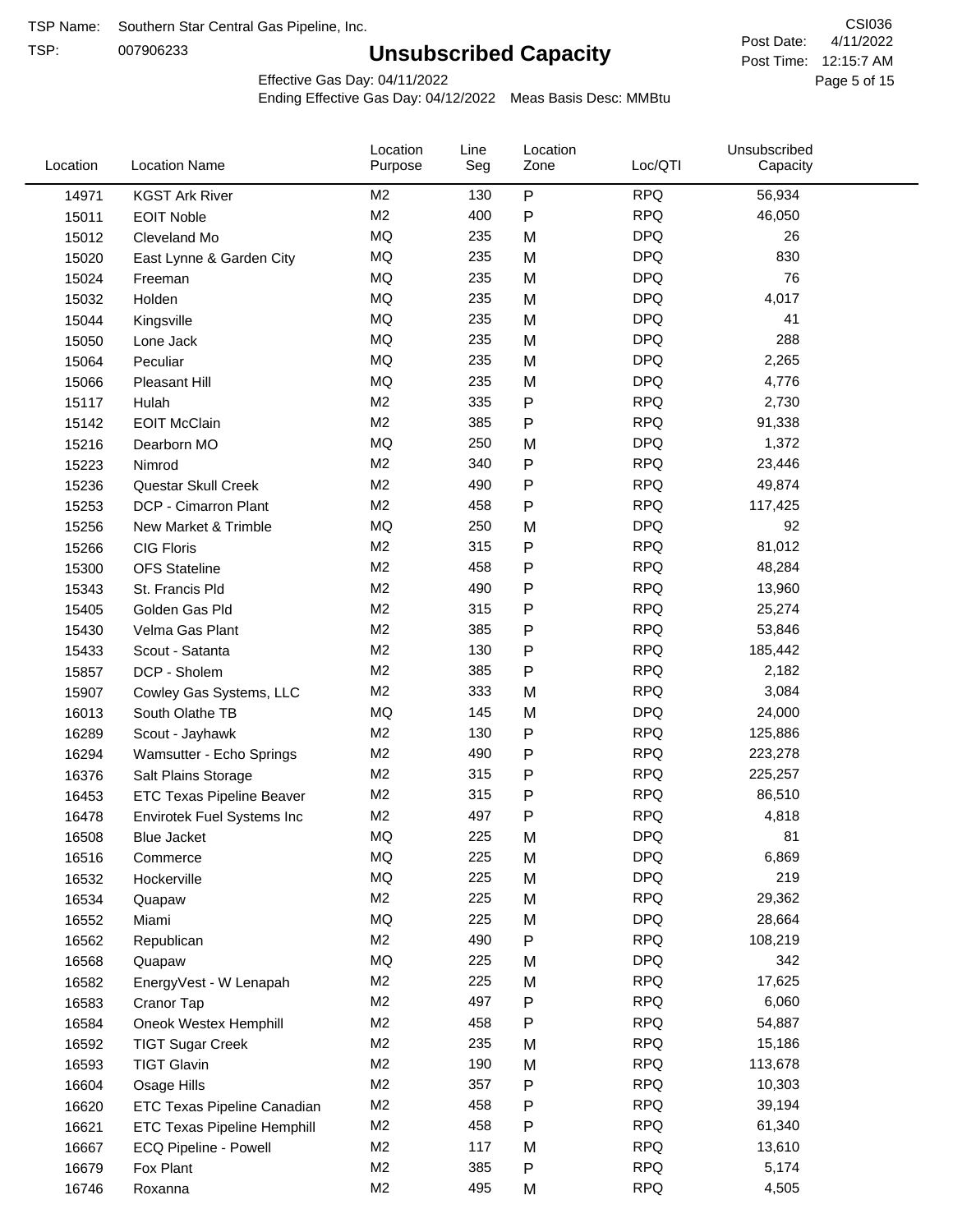TSP Name: Southern Star Central Gas Pipeline, Inc.

TSP: 007906233

# Unsubscribed Capacity

CSI036

Post Date: 4/11/2022

Post Time: 12:15:7 AM

Effective Gas Day: 04/11/2022

Ending Effective Gas Day: 04/12/2022 Meas Basis Desc: MMBtu

| Location | Location Name | Location Purpose | Line Seg | Location Zone | Loc/QTI | Unsubscribed Capacity |
|---|---|---|---|---|---|---|
| 14971 | KGST Ark River | M2 | 130 | P | RPQ | 56,934 |
| 15011 | EOIT Noble | M2 | 400 | P | RPQ | 46,050 |
| 15012 | Cleveland Mo | MQ | 235 | M | DPQ | 26 |
| 15020 | East Lynne & Garden City | MQ | 235 | M | DPQ | 830 |
| 15024 | Freeman | MQ | 235 | M | DPQ | 76 |
| 15032 | Holden | MQ | 235 | M | DPQ | 4,017 |
| 15044 | Kingsville | MQ | 235 | M | DPQ | 41 |
| 15050 | Lone Jack | MQ | 235 | M | DPQ | 288 |
| 15064 | Peculiar | MQ | 235 | M | DPQ | 2,265 |
| 15066 | Pleasant Hill | MQ | 235 | M | DPQ | 4,776 |
| 15117 | Hulah | M2 | 335 | P | RPQ | 2,730 |
| 15142 | EOIT McClain | M2 | 385 | P | RPQ | 91,338 |
| 15216 | Dearborn MO | MQ | 250 | M | DPQ | 1,372 |
| 15223 | Nimrod | M2 | 340 | P | RPQ | 23,446 |
| 15236 | Questar Skull Creek | M2 | 490 | P | RPQ | 49,874 |
| 15253 | DCP - Cimarron Plant | M2 | 458 | P | RPQ | 117,425 |
| 15256 | New Market & Trimble | MQ | 250 | M | DPQ | 92 |
| 15266 | CIG Floris | M2 | 315 | P | RPQ | 81,012 |
| 15300 | OFS Stateline | M2 | 458 | P | RPQ | 48,284 |
| 15343 | St. Francis Pld | M2 | 490 | P | RPQ | 13,960 |
| 15405 | Golden Gas Pld | M2 | 315 | P | RPQ | 25,274 |
| 15430 | Velma Gas Plant | M2 | 385 | P | RPQ | 53,846 |
| 15433 | Scout - Satanta | M2 | 130 | P | RPQ | 185,442 |
| 15857 | DCP - Sholem | M2 | 385 | P | RPQ | 2,182 |
| 15907 | Cowley Gas Systems, LLC | M2 | 333 | M | RPQ | 3,084 |
| 16013 | South Olathe TB | MQ | 145 | M | DPQ | 24,000 |
| 16289 | Scout - Jayhawk | M2 | 130 | P | RPQ | 125,886 |
| 16294 | Wamsutter - Echo Springs | M2 | 490 | P | RPQ | 223,278 |
| 16376 | Salt Plains Storage | M2 | 315 | P | RPQ | 225,257 |
| 16453 | ETC Texas Pipeline Beaver | M2 | 315 | P | RPQ | 86,510 |
| 16478 | Envirotek Fuel Systems Inc | M2 | 497 | P | RPQ | 4,818 |
| 16508 | Blue Jacket | MQ | 225 | M | DPQ | 81 |
| 16516 | Commerce | MQ | 225 | M | DPQ | 6,869 |
| 16532 | Hockerville | MQ | 225 | M | DPQ | 219 |
| 16534 | Quapaw | M2 | 225 | M | RPQ | 29,362 |
| 16552 | Miami | MQ | 225 | M | DPQ | 28,664 |
| 16562 | Republican | M2 | 490 | P | RPQ | 108,219 |
| 16568 | Quapaw | MQ | 225 | M | DPQ | 342 |
| 16582 | EnergyVest - W Lenapah | M2 | 225 | M | RPQ | 17,625 |
| 16583 | Cranor Tap | M2 | 497 | P | RPQ | 6,060 |
| 16584 | Oneok Westex Hemphill | M2 | 458 | P | RPQ | 54,887 |
| 16592 | TIGT Sugar Creek | M2 | 235 | M | RPQ | 15,186 |
| 16593 | TIGT Glavin | M2 | 190 | M | RPQ | 113,678 |
| 16604 | Osage Hills | M2 | 357 | P | RPQ | 10,303 |
| 16620 | ETC Texas Pipeline Canadian | M2 | 458 | P | RPQ | 39,194 |
| 16621 | ETC Texas Pipeline Hemphill | M2 | 458 | P | RPQ | 61,340 |
| 16667 | ECQ Pipeline - Powell | M2 | 117 | M | RPQ | 13,610 |
| 16679 | Fox Plant | M2 | 385 | P | RPQ | 5,174 |
| 16746 | Roxanna | M2 | 495 | M | RPQ | 4,505 |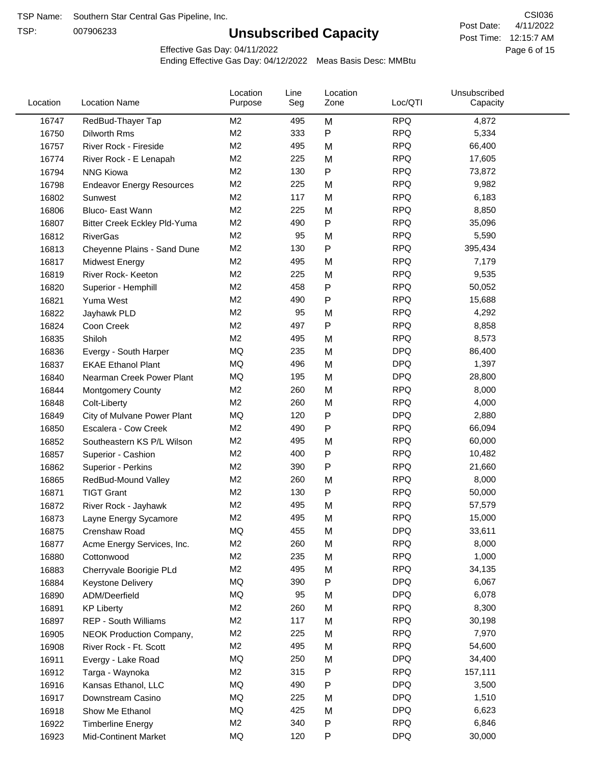TSP Name: Southern Star Central Gas Pipeline, Inc.

TSP: 007906233

# Unsubscribed Capacity

CSI036

Post Date: 4/11/2022

Post Time: 12:15:7 AM

Effective Gas Day: 04/11/2022

Ending Effective Gas Day: 04/12/2022 Meas Basis Desc: MMBtu

| Location | Location Name | Location Purpose | Line Seg | Location Zone | Loc/QTI | Unsubscribed Capacity |
|---|---|---|---|---|---|---|
| 16747 | RedBud-Thayer Tap | M2 | 495 | M | RPQ | 4,872 |
| 16750 | Dilworth Rms | M2 | 333 | P | RPQ | 5,334 |
| 16757 | River Rock - Fireside | M2 | 495 | M | RPQ | 66,400 |
| 16774 | River Rock - E Lenapah | M2 | 225 | M | RPQ | 17,605 |
| 16794 | NNG Kiowa | M2 | 130 | P | RPQ | 73,872 |
| 16798 | Endeavor Energy Resources | M2 | 225 | M | RPQ | 9,982 |
| 16802 | Sunwest | M2 | 117 | M | RPQ | 6,183 |
| 16806 | Bluco- East Wann | M2 | 225 | M | RPQ | 8,850 |
| 16807 | Bitter Creek Eckley Pld-Yuma | M2 | 490 | P | RPQ | 35,096 |
| 16812 | RiverGas | M2 | 95 | M | RPQ | 5,590 |
| 16813 | Cheyenne Plains - Sand Dune | M2 | 130 | P | RPQ | 395,434 |
| 16817 | Midwest Energy | M2 | 495 | M | RPQ | 7,179 |
| 16819 | River Rock- Keeton | M2 | 225 | M | RPQ | 9,535 |
| 16820 | Superior - Hemphill | M2 | 458 | P | RPQ | 50,052 |
| 16821 | Yuma West | M2 | 490 | P | RPQ | 15,688 |
| 16822 | Jayhawk PLD | M2 | 95 | M | RPQ | 4,292 |
| 16824 | Coon Creek | M2 | 497 | P | RPQ | 8,858 |
| 16835 | Shiloh | M2 | 495 | M | RPQ | 8,573 |
| 16836 | Evergy - South Harper | MQ | 235 | M | DPQ | 86,400 |
| 16837 | EKAE Ethanol Plant | MQ | 496 | M | DPQ | 1,397 |
| 16840 | Nearman Creek Power Plant | MQ | 195 | M | DPQ | 28,800 |
| 16844 | Montgomery County | M2 | 260 | M | RPQ | 8,000 |
| 16848 | Colt-Liberty | M2 | 260 | M | RPQ | 4,000 |
| 16849 | City of Mulvane Power Plant | MQ | 120 | P | DPQ | 2,880 |
| 16850 | Escalera - Cow Creek | M2 | 490 | P | RPQ | 66,094 |
| 16852 | Southeastern KS P/L Wilson | M2 | 495 | M | RPQ | 60,000 |
| 16857 | Superior - Cashion | M2 | 400 | P | RPQ | 10,482 |
| 16862 | Superior - Perkins | M2 | 390 | P | RPQ | 21,660 |
| 16865 | RedBud-Mound Valley | M2 | 260 | M | RPQ | 8,000 |
| 16871 | TIGT Grant | M2 | 130 | P | RPQ | 50,000 |
| 16872 | River Rock - Jayhawk | M2 | 495 | M | RPQ | 57,579 |
| 16873 | Layne Energy Sycamore | M2 | 495 | M | RPQ | 15,000 |
| 16875 | Crenshaw Road | MQ | 455 | M | DPQ | 33,611 |
| 16877 | Acme Energy Services, Inc. | M2 | 260 | M | RPQ | 8,000 |
| 16880 | Cottonwood | M2 | 235 | M | RPQ | 1,000 |
| 16883 | Cherryvale Boorigie PLd | M2 | 495 | M | RPQ | 34,135 |
| 16884 | Keystone Delivery | MQ | 390 | P | DPQ | 6,067 |
| 16890 | ADM/Deerfield | MQ | 95 | M | DPQ | 6,078 |
| 16891 | KP Liberty | M2 | 260 | M | RPQ | 8,300 |
| 16897 | REP - South Williams | M2 | 117 | M | RPQ | 30,198 |
| 16905 | NEOK Production Company, | M2 | 225 | M | RPQ | 7,970 |
| 16908 | River Rock - Ft. Scott | M2 | 495 | M | RPQ | 54,600 |
| 16911 | Evergy - Lake Road | MQ | 250 | M | DPQ | 34,400 |
| 16912 | Targa - Waynoka | M2 | 315 | P | RPQ | 157,111 |
| 16916 | Kansas Ethanol, LLC | MQ | 490 | P | DPQ | 3,500 |
| 16917 | Downstream Casino | MQ | 225 | M | DPQ | 1,510 |
| 16918 | Show Me Ethanol | MQ | 425 | M | DPQ | 6,623 |
| 16922 | Timberline Energy | M2 | 340 | P | RPQ | 6,846 |
| 16923 | Mid-Continent Market | MQ | 120 | P | DPQ | 30,000 |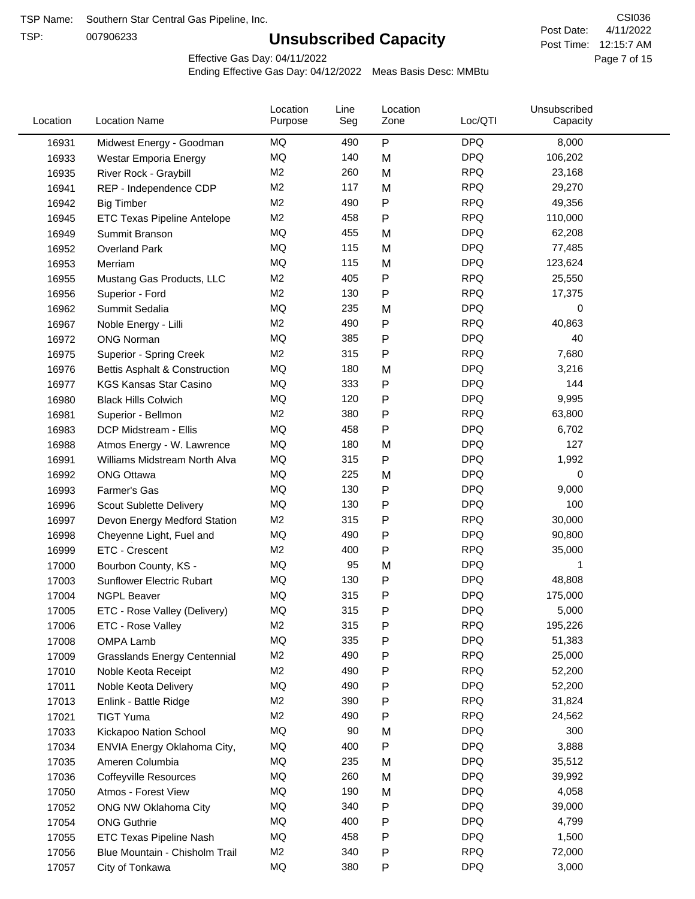TSP Name: Southern Star Central Gas Pipeline, Inc.
TSP: 007906233

# Unsubscribed Capacity

CSI036
Post Date: 4/11/2022
Post Time: 12:15:7 AM

Effective Gas Day: 04/11/2022
Ending Effective Gas Day: 04/12/2022 Meas Basis Desc: MMBtu

| Location | Location Name | Location Purpose | Line Seg | Location Zone | Loc/QTI | Unsubscribed Capacity |
|---|---|---|---|---|---|---|
| 16931 | Midwest Energy - Goodman | MQ | 490 | P | DPQ | 8,000 |
| 16933 | Westar Emporia Energy | MQ | 140 | M | DPQ | 106,202 |
| 16935 | River Rock - Graybill | M2 | 260 | M | RPQ | 23,168 |
| 16941 | REP - Independence CDP | M2 | 117 | M | RPQ | 29,270 |
| 16942 | Big Timber | M2 | 490 | P | RPQ | 49,356 |
| 16945 | ETC Texas Pipeline Antelope | M2 | 458 | P | RPQ | 110,000 |
| 16949 | Summit Branson | MQ | 455 | M | DPQ | 62,208 |
| 16952 | Overland Park | MQ | 115 | M | DPQ | 77,485 |
| 16953 | Merriam | MQ | 115 | M | DPQ | 123,624 |
| 16955 | Mustang Gas Products, LLC | M2 | 405 | P | RPQ | 25,550 |
| 16956 | Superior - Ford | M2 | 130 | P | RPQ | 17,375 |
| 16962 | Summit Sedalia | MQ | 235 | M | DPQ | 0 |
| 16967 | Noble Energy - Lilli | M2 | 490 | P | RPQ | 40,863 |
| 16972 | ONG Norman | MQ | 385 | P | DPQ | 40 |
| 16975 | Superior - Spring Creek | M2 | 315 | P | RPQ | 7,680 |
| 16976 | Bettis Asphalt & Construction | MQ | 180 | M | DPQ | 3,216 |
| 16977 | KGS Kansas Star Casino | MQ | 333 | P | DPQ | 144 |
| 16980 | Black Hills Colwich | MQ | 120 | P | DPQ | 9,995 |
| 16981 | Superior - Bellmon | M2 | 380 | P | RPQ | 63,800 |
| 16983 | DCP Midstream - Ellis | MQ | 458 | P | DPQ | 6,702 |
| 16988 | Atmos Energy - W. Lawrence | MQ | 180 | M | DPQ | 127 |
| 16991 | Williams Midstream North Alva | MQ | 315 | P | DPQ | 1,992 |
| 16992 | ONG Ottawa | MQ | 225 | M | DPQ | 0 |
| 16993 | Farmer's Gas | MQ | 130 | P | DPQ | 9,000 |
| 16996 | Scout Sublette Delivery | MQ | 130 | P | DPQ | 100 |
| 16997 | Devon Energy Medford Station | M2 | 315 | P | RPQ | 30,000 |
| 16998 | Cheyenne Light, Fuel and | MQ | 490 | P | DPQ | 90,800 |
| 16999 | ETC - Crescent | M2 | 400 | P | RPQ | 35,000 |
| 17000 | Bourbon County, KS - | MQ | 95 | M | DPQ | 1 |
| 17003 | Sunflower Electric Rubart | MQ | 130 | P | DPQ | 48,808 |
| 17004 | NGPL Beaver | MQ | 315 | P | DPQ | 175,000 |
| 17005 | ETC - Rose Valley (Delivery) | MQ | 315 | P | DPQ | 5,000 |
| 17006 | ETC - Rose Valley | M2 | 315 | P | RPQ | 195,226 |
| 17008 | OMPA Lamb | MQ | 335 | P | DPQ | 51,383 |
| 17009 | Grasslands Energy Centennial | M2 | 490 | P | RPQ | 25,000 |
| 17010 | Noble Keota Receipt | M2 | 490 | P | RPQ | 52,200 |
| 17011 | Noble Keota Delivery | MQ | 490 | P | DPQ | 52,200 |
| 17013 | Enlink - Battle Ridge | M2 | 390 | P | RPQ | 31,824 |
| 17021 | TIGT Yuma | M2 | 490 | P | RPQ | 24,562 |
| 17033 | Kickapoo Nation School | MQ | 90 | M | DPQ | 300 |
| 17034 | ENVIA Energy Oklahoma City, | MQ | 400 | P | DPQ | 3,888 |
| 17035 | Ameren Columbia | MQ | 235 | M | DPQ | 35,512 |
| 17036 | Coffeyville Resources | MQ | 260 | M | DPQ | 39,992 |
| 17050 | Atmos - Forest View | MQ | 190 | M | DPQ | 4,058 |
| 17052 | ONG NW Oklahoma City | MQ | 340 | P | DPQ | 39,000 |
| 17054 | ONG Guthrie | MQ | 400 | P | DPQ | 4,799 |
| 17055 | ETC Texas Pipeline Nash | MQ | 458 | P | DPQ | 1,500 |
| 17056 | Blue Mountain - Chisholm Trail | M2 | 340 | P | RPQ | 72,000 |
| 17057 | City of Tonkawa | MQ | 380 | P | DPQ | 3,000 |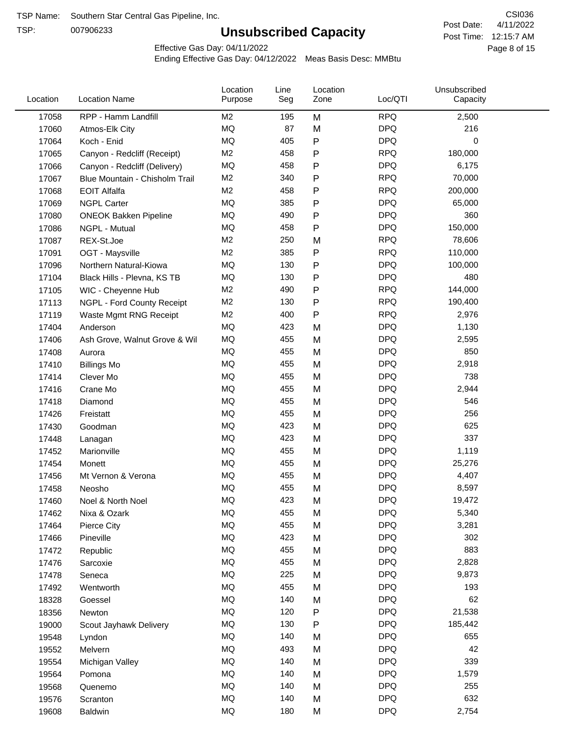TSP Name: Southern Star Central Gas Pipeline, Inc.
TSP: 007906233

# Unsubscribed Capacity

CSI036
Post Date: 4/11/2022
Post Time: 12:15:7 AM

Effective Gas Day: 04/11/2022
Ending Effective Gas Day: 04/12/2022 Meas Basis Desc: MMBtu

| Location | Location Name | Location Purpose | Line Seg | Location Zone | Loc/QTI | Unsubscribed Capacity |
|---|---|---|---|---|---|---|
| 17058 | RPP - Hamm Landfill | M2 | 195 | M | RPQ | 2,500 |
| 17060 | Atmos-Elk City | MQ | 87 | M | DPQ | 216 |
| 17064 | Koch - Enid | MQ | 405 | P | DPQ | 0 |
| 17065 | Canyon - Redcliff (Receipt) | M2 | 458 | P | RPQ | 180,000 |
| 17066 | Canyon - Redcliff (Delivery) | MQ | 458 | P | DPQ | 6,175 |
| 17067 | Blue Mountain - Chisholm Trail | M2 | 340 | P | RPQ | 70,000 |
| 17068 | EOIT Alfalfa | M2 | 458 | P | RPQ | 200,000 |
| 17069 | NGPL Carter | MQ | 385 | P | DPQ | 65,000 |
| 17080 | ONEOK Bakken Pipeline | MQ | 490 | P | DPQ | 360 |
| 17086 | NGPL - Mutual | MQ | 458 | P | DPQ | 150,000 |
| 17087 | REX-St.Joe | M2 | 250 | M | RPQ | 78,606 |
| 17091 | OGT - Maysville | M2 | 385 | P | RPQ | 110,000 |
| 17096 | Northern Natural-Kiowa | MQ | 130 | P | DPQ | 100,000 |
| 17104 | Black Hills - Plevna, KS TB | MQ | 130 | P | DPQ | 480 |
| 17105 | WIC - Cheyenne Hub | M2 | 490 | P | RPQ | 144,000 |
| 17113 | NGPL - Ford County Receipt | M2 | 130 | P | RPQ | 190,400 |
| 17119 | Waste Mgmt RNG Receipt | M2 | 400 | P | RPQ | 2,976 |
| 17404 | Anderson | MQ | 423 | M | DPQ | 1,130 |
| 17406 | Ash Grove, Walnut Grove & Wil | MQ | 455 | M | DPQ | 2,595 |
| 17408 | Aurora | MQ | 455 | M | DPQ | 850 |
| 17410 | Billings Mo | MQ | 455 | M | DPQ | 2,918 |
| 17414 | Clever Mo | MQ | 455 | M | DPQ | 738 |
| 17416 | Crane Mo | MQ | 455 | M | DPQ | 2,944 |
| 17418 | Diamond | MQ | 455 | M | DPQ | 546 |
| 17426 | Freistatt | MQ | 455 | M | DPQ | 256 |
| 17430 | Goodman | MQ | 423 | M | DPQ | 625 |
| 17448 | Lanagan | MQ | 423 | M | DPQ | 337 |
| 17452 | Marionville | MQ | 455 | M | DPQ | 1,119 |
| 17454 | Monett | MQ | 455 | M | DPQ | 25,276 |
| 17456 | Mt Vernon & Verona | MQ | 455 | M | DPQ | 4,407 |
| 17458 | Neosho | MQ | 455 | M | DPQ | 8,597 |
| 17460 | Noel & North Noel | MQ | 423 | M | DPQ | 19,472 |
| 17462 | Nixa & Ozark | MQ | 455 | M | DPQ | 5,340 |
| 17464 | Pierce City | MQ | 455 | M | DPQ | 3,281 |
| 17466 | Pineville | MQ | 423 | M | DPQ | 302 |
| 17472 | Republic | MQ | 455 | M | DPQ | 883 |
| 17476 | Sarcoxie | MQ | 455 | M | DPQ | 2,828 |
| 17478 | Seneca | MQ | 225 | M | DPQ | 9,873 |
| 17492 | Wentworth | MQ | 455 | M | DPQ | 193 |
| 18328 | Goessel | MQ | 140 | M | DPQ | 62 |
| 18356 | Newton | MQ | 120 | P | DPQ | 21,538 |
| 19000 | Scout Jayhawk Delivery | MQ | 130 | P | DPQ | 185,442 |
| 19548 | Lyndon | MQ | 140 | M | DPQ | 655 |
| 19552 | Melvern | MQ | 493 | M | DPQ | 42 |
| 19554 | Michigan Valley | MQ | 140 | M | DPQ | 339 |
| 19564 | Pomona | MQ | 140 | M | DPQ | 1,579 |
| 19568 | Quenemo | MQ | 140 | M | DPQ | 255 |
| 19576 | Scranton | MQ | 140 | M | DPQ | 632 |
| 19608 | Baldwin | MQ | 180 | M | DPQ | 2,754 |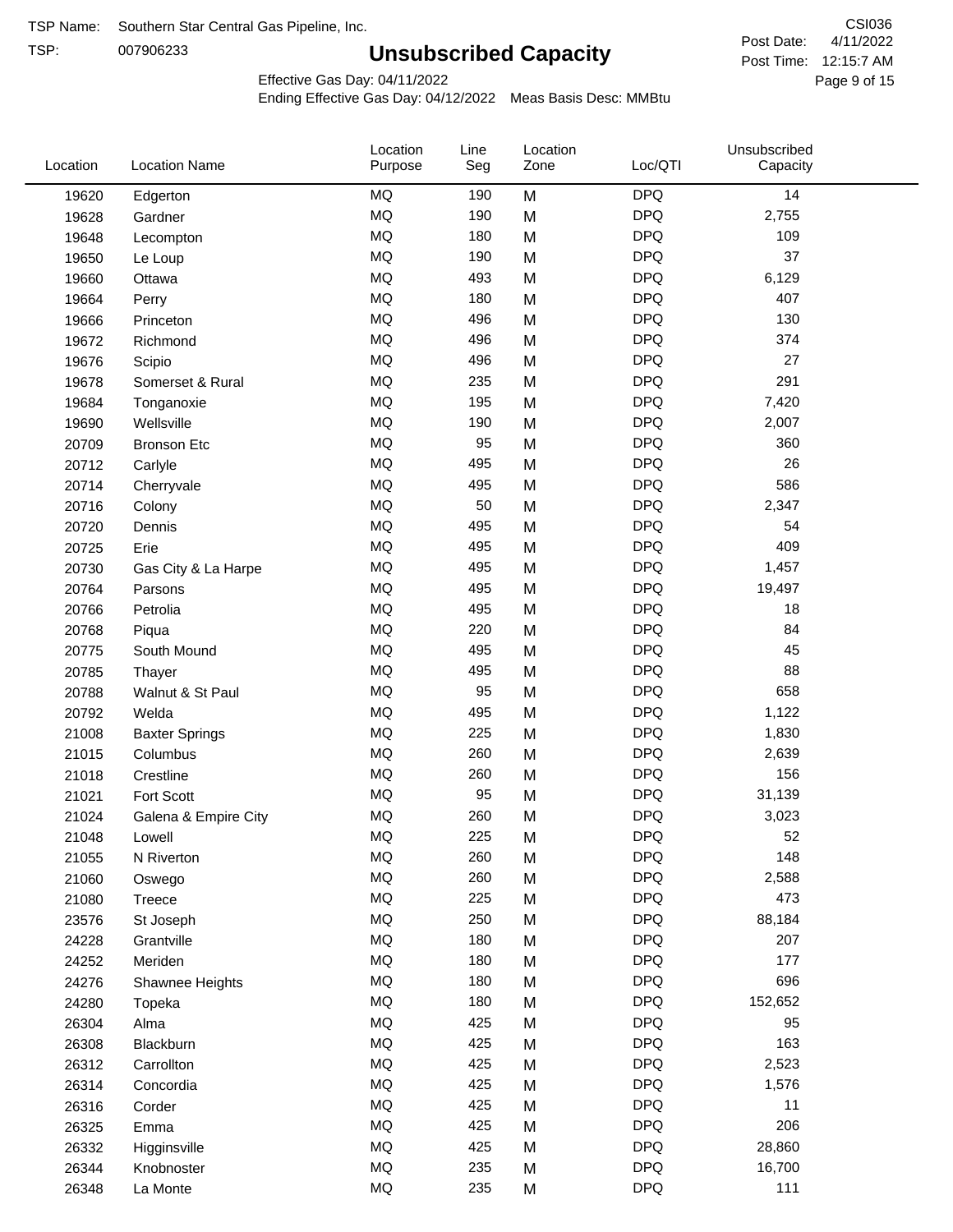TSP Name: Southern Star Central Gas Pipeline, Inc.

TSP: 007906233

# Unsubscribed Capacity

CSI036

Post Date: 4/11/2022

Post Time: 12:15:7 AM

Effective Gas Day: 04/11/2022

Ending Effective Gas Day: 04/12/2022 Meas Basis Desc: MMBtu

| Location | Location Name | Location Purpose | Line Seg | Location Zone | Loc/QTI | Unsubscribed Capacity |
|---|---|---|---|---|---|---|
| 19620 | Edgerton | MQ | 190 | M | DPQ | 14 |
| 19628 | Gardner | MQ | 190 | M | DPQ | 2,755 |
| 19648 | Lecompton | MQ | 180 | M | DPQ | 109 |
| 19650 | Le Loup | MQ | 190 | M | DPQ | 37 |
| 19660 | Ottawa | MQ | 493 | M | DPQ | 6,129 |
| 19664 | Perry | MQ | 180 | M | DPQ | 407 |
| 19666 | Princeton | MQ | 496 | M | DPQ | 130 |
| 19672 | Richmond | MQ | 496 | M | DPQ | 374 |
| 19676 | Scipio | MQ | 496 | M | DPQ | 27 |
| 19678 | Somerset & Rural | MQ | 235 | M | DPQ | 291 |
| 19684 | Tonganoxie | MQ | 195 | M | DPQ | 7,420 |
| 19690 | Wellsville | MQ | 190 | M | DPQ | 2,007 |
| 20709 | Bronson Etc | MQ | 95 | M | DPQ | 360 |
| 20712 | Carlyle | MQ | 495 | M | DPQ | 26 |
| 20714 | Cherryvale | MQ | 495 | M | DPQ | 586 |
| 20716 | Colony | MQ | 50 | M | DPQ | 2,347 |
| 20720 | Dennis | MQ | 495 | M | DPQ | 54 |
| 20725 | Erie | MQ | 495 | M | DPQ | 409 |
| 20730 | Gas City & La Harpe | MQ | 495 | M | DPQ | 1,457 |
| 20764 | Parsons | MQ | 495 | M | DPQ | 19,497 |
| 20766 | Petrolia | MQ | 495 | M | DPQ | 18 |
| 20768 | Piqua | MQ | 220 | M | DPQ | 84 |
| 20775 | South Mound | MQ | 495 | M | DPQ | 45 |
| 20785 | Thayer | MQ | 495 | M | DPQ | 88 |
| 20788 | Walnut & St Paul | MQ | 95 | M | DPQ | 658 |
| 20792 | Welda | MQ | 495 | M | DPQ | 1,122 |
| 21008 | Baxter Springs | MQ | 225 | M | DPQ | 1,830 |
| 21015 | Columbus | MQ | 260 | M | DPQ | 2,639 |
| 21018 | Crestline | MQ | 260 | M | DPQ | 156 |
| 21021 | Fort Scott | MQ | 95 | M | DPQ | 31,139 |
| 21024 | Galena & Empire City | MQ | 260 | M | DPQ | 3,023 |
| 21048 | Lowell | MQ | 225 | M | DPQ | 52 |
| 21055 | N Riverton | MQ | 260 | M | DPQ | 148 |
| 21060 | Oswego | MQ | 260 | M | DPQ | 2,588 |
| 21080 | Treece | MQ | 225 | M | DPQ | 473 |
| 23576 | St Joseph | MQ | 250 | M | DPQ | 88,184 |
| 24228 | Grantville | MQ | 180 | M | DPQ | 207 |
| 24252 | Meriden | MQ | 180 | M | DPQ | 177 |
| 24276 | Shawnee Heights | MQ | 180 | M | DPQ | 696 |
| 24280 | Topeka | MQ | 180 | M | DPQ | 152,652 |
| 26304 | Alma | MQ | 425 | M | DPQ | 95 |
| 26308 | Blackburn | MQ | 425 | M | DPQ | 163 |
| 26312 | Carrollton | MQ | 425 | M | DPQ | 2,523 |
| 26314 | Concordia | MQ | 425 | M | DPQ | 1,576 |
| 26316 | Corder | MQ | 425 | M | DPQ | 11 |
| 26325 | Emma | MQ | 425 | M | DPQ | 206 |
| 26332 | Higginsville | MQ | 425 | M | DPQ | 28,860 |
| 26344 | Knobnoster | MQ | 235 | M | DPQ | 16,700 |
| 26348 | La Monte | MQ | 235 | M | DPQ | 111 |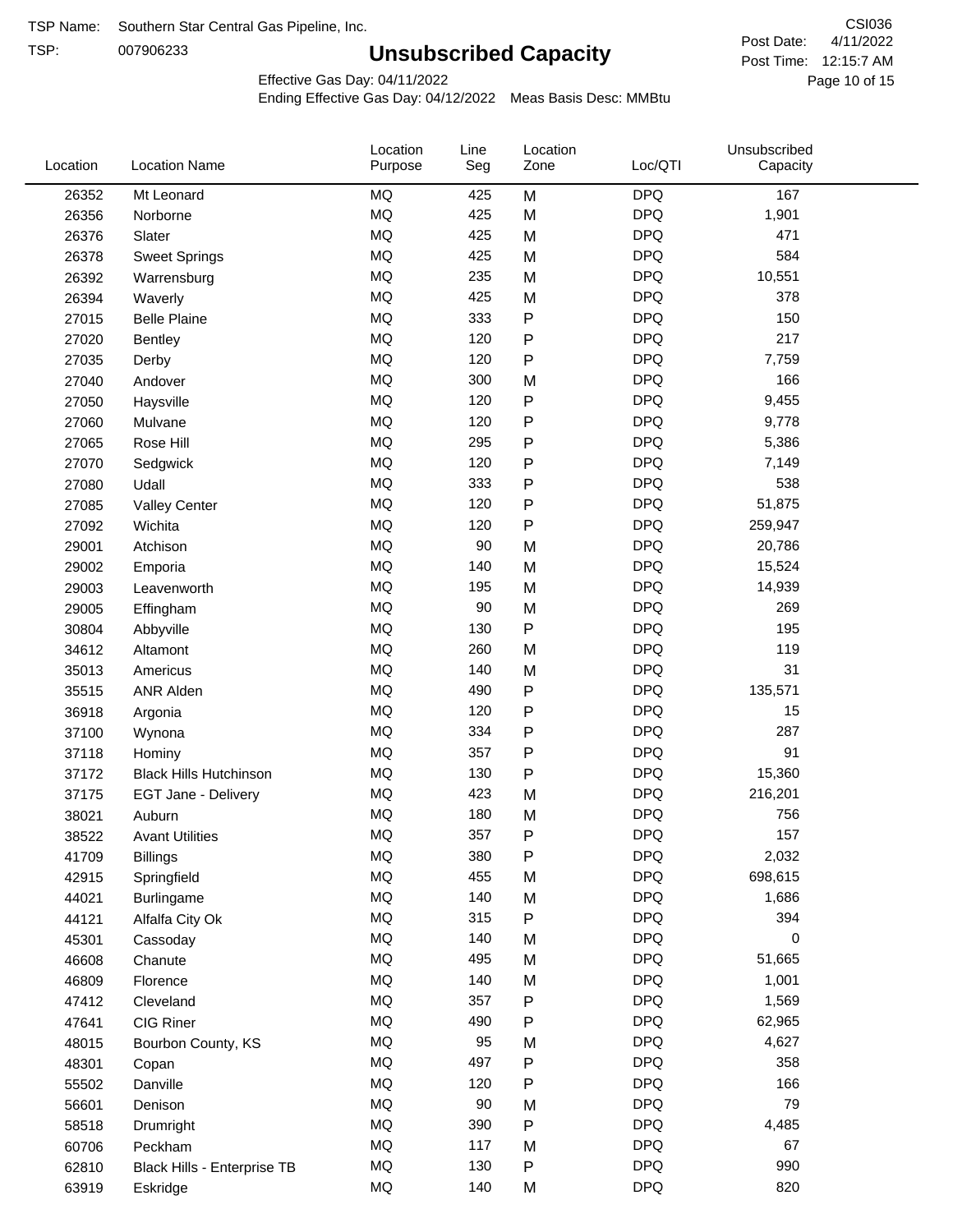TSP Name: Southern Star Central Gas Pipeline, Inc.

TSP: 007906233

# Unsubscribed Capacity

CSI036

Post Date: 4/11/2022

Post Time: 12:15:7 AM

Effective Gas Day: 04/11/2022

Ending Effective Gas Day: 04/12/2022 Meas Basis Desc: MMBtu

| Location | Location Name | Location Purpose | Line Seg | Location Zone | Loc/QTI | Unsubscribed Capacity |
|---|---|---|---|---|---|---|
| 26352 | Mt Leonard | MQ | 425 | M | DPQ | 167 |
| 26356 | Norborne | MQ | 425 | M | DPQ | 1,901 |
| 26376 | Slater | MQ | 425 | M | DPQ | 471 |
| 26378 | Sweet Springs | MQ | 425 | M | DPQ | 584 |
| 26392 | Warrensburg | MQ | 235 | M | DPQ | 10,551 |
| 26394 | Waverly | MQ | 425 | M | DPQ | 378 |
| 27015 | Belle Plaine | MQ | 333 | P | DPQ | 150 |
| 27020 | Bentley | MQ | 120 | P | DPQ | 217 |
| 27035 | Derby | MQ | 120 | P | DPQ | 7,759 |
| 27040 | Andover | MQ | 300 | M | DPQ | 166 |
| 27050 | Haysville | MQ | 120 | P | DPQ | 9,455 |
| 27060 | Mulvane | MQ | 120 | P | DPQ | 9,778 |
| 27065 | Rose Hill | MQ | 295 | P | DPQ | 5,386 |
| 27070 | Sedgwick | MQ | 120 | P | DPQ | 7,149 |
| 27080 | Udall | MQ | 333 | P | DPQ | 538 |
| 27085 | Valley Center | MQ | 120 | P | DPQ | 51,875 |
| 27092 | Wichita | MQ | 120 | P | DPQ | 259,947 |
| 29001 | Atchison | MQ | 90 | M | DPQ | 20,786 |
| 29002 | Emporia | MQ | 140 | M | DPQ | 15,524 |
| 29003 | Leavenworth | MQ | 195 | M | DPQ | 14,939 |
| 29005 | Effingham | MQ | 90 | M | DPQ | 269 |
| 30804 | Abbyville | MQ | 130 | P | DPQ | 195 |
| 34612 | Altamont | MQ | 260 | M | DPQ | 119 |
| 35013 | Americus | MQ | 140 | M | DPQ | 31 |
| 35515 | ANR Alden | MQ | 490 | P | DPQ | 135,571 |
| 36918 | Argonia | MQ | 120 | P | DPQ | 15 |
| 37100 | Wynona | MQ | 334 | P | DPQ | 287 |
| 37118 | Hominy | MQ | 357 | P | DPQ | 91 |
| 37172 | Black Hills Hutchinson | MQ | 130 | P | DPQ | 15,360 |
| 37175 | EGT Jane - Delivery | MQ | 423 | M | DPQ | 216,201 |
| 38021 | Auburn | MQ | 180 | M | DPQ | 756 |
| 38522 | Avant Utilities | MQ | 357 | P | DPQ | 157 |
| 41709 | Billings | MQ | 380 | P | DPQ | 2,032 |
| 42915 | Springfield | MQ | 455 | M | DPQ | 698,615 |
| 44021 | Burlingame | MQ | 140 | M | DPQ | 1,686 |
| 44121 | Alfalfa City Ok | MQ | 315 | P | DPQ | 394 |
| 45301 | Cassoday | MQ | 140 | M | DPQ | 0 |
| 46608 | Chanute | MQ | 495 | M | DPQ | 51,665 |
| 46809 | Florence | MQ | 140 | M | DPQ | 1,001 |
| 47412 | Cleveland | MQ | 357 | P | DPQ | 1,569 |
| 47641 | CIG Riner | MQ | 490 | P | DPQ | 62,965 |
| 48015 | Bourbon County, KS | MQ | 95 | M | DPQ | 4,627 |
| 48301 | Copan | MQ | 497 | P | DPQ | 358 |
| 55502 | Danville | MQ | 120 | P | DPQ | 166 |
| 56601 | Denison | MQ | 90 | M | DPQ | 79 |
| 58518 | Drumright | MQ | 390 | P | DPQ | 4,485 |
| 60706 | Peckham | MQ | 117 | M | DPQ | 67 |
| 62810 | Black Hills - Enterprise TB | MQ | 130 | P | DPQ | 990 |
| 63919 | Eskridge | MQ | 140 | M | DPQ | 820 |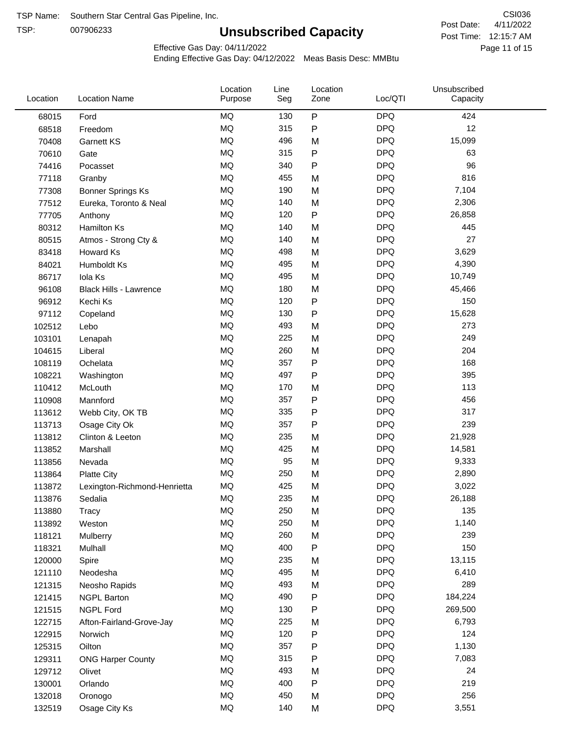TSP Name: Southern Star Central Gas Pipeline, Inc.
TSP: 007906233

CSI036
Post Date: 4/11/2022
Post Time: 12:15:7 AM

# Unsubscribed Capacity

Effective Gas Day: 04/11/2022
Ending Effective Gas Day: 04/12/2022 Meas Basis Desc: MMBtu

| Location | Location Name | Location Purpose | Line Seg | Location Zone | Loc/QTI | Unsubscribed Capacity |
|---|---|---|---|---|---|---|
| 68015 | Ford | MQ | 130 | P | DPQ | 424 |
| 68518 | Freedom | MQ | 315 | P | DPQ | 12 |
| 70408 | Garnett KS | MQ | 496 | M | DPQ | 15,099 |
| 70610 | Gate | MQ | 315 | P | DPQ | 63 |
| 74416 | Pocasset | MQ | 340 | P | DPQ | 96 |
| 77118 | Granby | MQ | 455 | M | DPQ | 816 |
| 77308 | Bonner Springs Ks | MQ | 190 | M | DPQ | 7,104 |
| 77512 | Eureka, Toronto & Neal | MQ | 140 | M | DPQ | 2,306 |
| 77705 | Anthony | MQ | 120 | P | DPQ | 26,858 |
| 80312 | Hamilton Ks | MQ | 140 | M | DPQ | 445 |
| 80515 | Atmos - Strong Cty & | MQ | 140 | M | DPQ | 27 |
| 83418 | Howard Ks | MQ | 498 | M | DPQ | 3,629 |
| 84021 | Humboldt Ks | MQ | 495 | M | DPQ | 4,390 |
| 86717 | Iola Ks | MQ | 495 | M | DPQ | 10,749 |
| 96108 | Black Hills - Lawrence | MQ | 180 | M | DPQ | 45,466 |
| 96912 | Kechi Ks | MQ | 120 | P | DPQ | 150 |
| 97112 | Copeland | MQ | 130 | P | DPQ | 15,628 |
| 102512 | Lebo | MQ | 493 | M | DPQ | 273 |
| 103101 | Lenapah | MQ | 225 | M | DPQ | 249 |
| 104615 | Liberal | MQ | 260 | M | DPQ | 204 |
| 108119 | Ochelata | MQ | 357 | P | DPQ | 168 |
| 108221 | Washington | MQ | 497 | P | DPQ | 395 |
| 110412 | McLouth | MQ | 170 | M | DPQ | 113 |
| 110908 | Mannford | MQ | 357 | P | DPQ | 456 |
| 113612 | Webb City, OK TB | MQ | 335 | P | DPQ | 317 |
| 113713 | Osage City Ok | MQ | 357 | P | DPQ | 239 |
| 113812 | Clinton & Leeton | MQ | 235 | M | DPQ | 21,928 |
| 113852 | Marshall | MQ | 425 | M | DPQ | 14,581 |
| 113856 | Nevada | MQ | 95 | M | DPQ | 9,333 |
| 113864 | Platte City | MQ | 250 | M | DPQ | 2,890 |
| 113872 | Lexington-Richmond-Henrietta | MQ | 425 | M | DPQ | 3,022 |
| 113876 | Sedalia | MQ | 235 | M | DPQ | 26,188 |
| 113880 | Tracy | MQ | 250 | M | DPQ | 135 |
| 113892 | Weston | MQ | 250 | M | DPQ | 1,140 |
| 118121 | Mulberry | MQ | 260 | M | DPQ | 239 |
| 118321 | Mulhall | MQ | 400 | P | DPQ | 150 |
| 120000 | Spire | MQ | 235 | M | DPQ | 13,115 |
| 121110 | Neodesha | MQ | 495 | M | DPQ | 6,410 |
| 121315 | Neosho Rapids | MQ | 493 | M | DPQ | 289 |
| 121415 | NGPL Barton | MQ | 490 | P | DPQ | 184,224 |
| 121515 | NGPL Ford | MQ | 130 | P | DPQ | 269,500 |
| 122715 | Afton-Fairland-Grove-Jay | MQ | 225 | M | DPQ | 6,793 |
| 122915 | Norwich | MQ | 120 | P | DPQ | 124 |
| 125315 | Oilton | MQ | 357 | P | DPQ | 1,130 |
| 129311 | ONG Harper County | MQ | 315 | P | DPQ | 7,083 |
| 129712 | Olivet | MQ | 493 | M | DPQ | 24 |
| 130001 | Orlando | MQ | 400 | P | DPQ | 219 |
| 132018 | Oronogo | MQ | 450 | M | DPQ | 256 |
| 132519 | Osage City Ks | MQ | 140 | M | DPQ | 3,551 |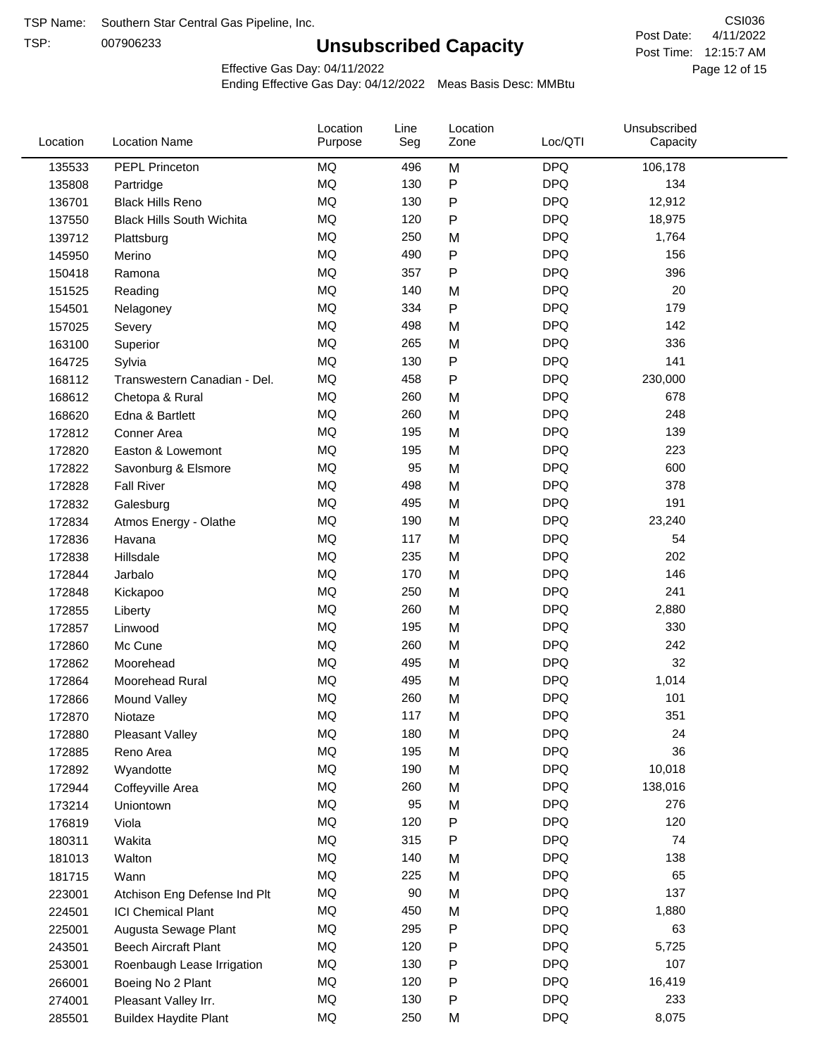TSP Name: Southern Star Central Gas Pipeline, Inc.
TSP: 007906233

# Unsubscribed Capacity

CSI036
Post Date: 4/11/2022
Post Time: 12:15:7 AM

Effective Gas Day: 04/11/2022
Ending Effective Gas Day: 04/12/2022 Meas Basis Desc: MMBtu

| Location | Location Name | Location Purpose | Line Seg | Location Zone | Loc/QTI | Unsubscribed Capacity |
|---|---|---|---|---|---|---|
| 135533 | PEPL Princeton | MQ | 496 | M | DPQ | 106,178 |
| 135808 | Partridge | MQ | 130 | P | DPQ | 134 |
| 136701 | Black Hills Reno | MQ | 130 | P | DPQ | 12,912 |
| 137550 | Black Hills South Wichita | MQ | 120 | P | DPQ | 18,975 |
| 139712 | Plattsburg | MQ | 250 | M | DPQ | 1,764 |
| 145950 | Merino | MQ | 490 | P | DPQ | 156 |
| 150418 | Ramona | MQ | 357 | P | DPQ | 396 |
| 151525 | Reading | MQ | 140 | M | DPQ | 20 |
| 154501 | Nelagoney | MQ | 334 | P | DPQ | 179 |
| 157025 | Severy | MQ | 498 | M | DPQ | 142 |
| 163100 | Superior | MQ | 265 | M | DPQ | 336 |
| 164725 | Sylvia | MQ | 130 | P | DPQ | 141 |
| 168112 | Transwestern Canadian - Del. | MQ | 458 | P | DPQ | 230,000 |
| 168612 | Chetopa & Rural | MQ | 260 | M | DPQ | 678 |
| 168620 | Edna & Bartlett | MQ | 260 | M | DPQ | 248 |
| 172812 | Conner Area | MQ | 195 | M | DPQ | 139 |
| 172820 | Easton & Lowemont | MQ | 195 | M | DPQ | 223 |
| 172822 | Savonburg & Elsmore | MQ | 95 | M | DPQ | 600 |
| 172828 | Fall River | MQ | 498 | M | DPQ | 378 |
| 172832 | Galesburg | MQ | 495 | M | DPQ | 191 |
| 172834 | Atmos Energy - Olathe | MQ | 190 | M | DPQ | 23,240 |
| 172836 | Havana | MQ | 117 | M | DPQ | 54 |
| 172838 | Hillsdale | MQ | 235 | M | DPQ | 202 |
| 172844 | Jarbalo | MQ | 170 | M | DPQ | 146 |
| 172848 | Kickapoo | MQ | 250 | M | DPQ | 241 |
| 172855 | Liberty | MQ | 260 | M | DPQ | 2,880 |
| 172857 | Linwood | MQ | 195 | M | DPQ | 330 |
| 172860 | Mc Cune | MQ | 260 | M | DPQ | 242 |
| 172862 | Moorehead | MQ | 495 | M | DPQ | 32 |
| 172864 | Moorehead Rural | MQ | 495 | M | DPQ | 1,014 |
| 172866 | Mound Valley | MQ | 260 | M | DPQ | 101 |
| 172870 | Niotaze | MQ | 117 | M | DPQ | 351 |
| 172880 | Pleasant Valley | MQ | 180 | M | DPQ | 24 |
| 172885 | Reno Area | MQ | 195 | M | DPQ | 36 |
| 172892 | Wyandotte | MQ | 190 | M | DPQ | 10,018 |
| 172944 | Coffeyville Area | MQ | 260 | M | DPQ | 138,016 |
| 173214 | Uniontown | MQ | 95 | M | DPQ | 276 |
| 176819 | Viola | MQ | 120 | P | DPQ | 120 |
| 180311 | Wakita | MQ | 315 | P | DPQ | 74 |
| 181013 | Walton | MQ | 140 | M | DPQ | 138 |
| 181715 | Wann | MQ | 225 | M | DPQ | 65 |
| 223001 | Atchison Eng Defense Ind Plt | MQ | 90 | M | DPQ | 137 |
| 224501 | ICI Chemical Plant | MQ | 450 | M | DPQ | 1,880 |
| 225001 | Augusta Sewage Plant | MQ | 295 | P | DPQ | 63 |
| 243501 | Beech Aircraft Plant | MQ | 120 | P | DPQ | 5,725 |
| 253001 | Roenbaugh Lease Irrigation | MQ | 130 | P | DPQ | 107 |
| 266001 | Boeing No 2 Plant | MQ | 120 | P | DPQ | 16,419 |
| 274001 | Pleasant Valley Irr. | MQ | 130 | P | DPQ | 233 |
| 285501 | Buildex Haydite Plant | MQ | 250 | M | DPQ | 8,075 |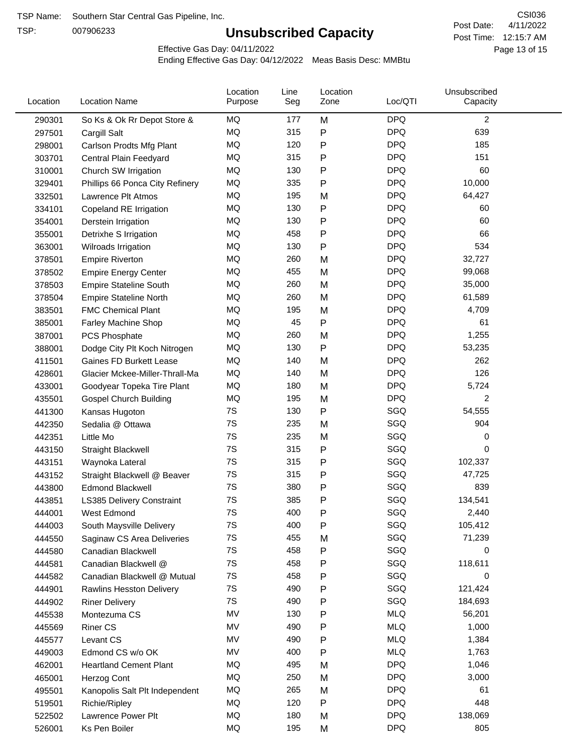TSP Name: Southern Star Central Gas Pipeline, Inc.

TSP: 007906233

# Unsubscribed Capacity

CSI036

Post Date: 4/11/2022

Post Time: 12:15:7 AM

Effective Gas Day: 04/11/2022

Ending Effective Gas Day: 04/12/2022 Meas Basis Desc: MMBtu

| Location | Location Name | Location Purpose | Line Seg | Location Zone | Loc/QTI | Unsubscribed Capacity |
|---|---|---|---|---|---|---|
| 290301 | So Ks & Ok Rr Depot Store & | MQ | 177 | M | DPQ | 2 |
| 297501 | Cargill Salt | MQ | 315 | P | DPQ | 639 |
| 298001 | Carlson Prodts Mfg Plant | MQ | 120 | P | DPQ | 185 |
| 303701 | Central Plain Feedyard | MQ | 315 | P | DPQ | 151 |
| 310001 | Church SW Irrigation | MQ | 130 | P | DPQ | 60 |
| 329401 | Phillips 66 Ponca City Refinery | MQ | 335 | P | DPQ | 10,000 |
| 332501 | Lawrence Plt Atmos | MQ | 195 | M | DPQ | 64,427 |
| 334101 | Copeland RE Irrigation | MQ | 130 | P | DPQ | 60 |
| 354001 | Derstein Irrigation | MQ | 130 | P | DPQ | 60 |
| 355001 | Detrixhe S Irrigation | MQ | 458 | P | DPQ | 66 |
| 363001 | Wilroads Irrigation | MQ | 130 | P | DPQ | 534 |
| 378501 | Empire Riverton | MQ | 260 | M | DPQ | 32,727 |
| 378502 | Empire Energy Center | MQ | 455 | M | DPQ | 99,068 |
| 378503 | Empire Stateline South | MQ | 260 | M | DPQ | 35,000 |
| 378504 | Empire Stateline North | MQ | 260 | M | DPQ | 61,589 |
| 383501 | FMC Chemical Plant | MQ | 195 | M | DPQ | 4,709 |
| 385001 | Farley Machine Shop | MQ | 45 | P | DPQ | 61 |
| 387001 | PCS Phosphate | MQ | 260 | M | DPQ | 1,255 |
| 388001 | Dodge City Plt Koch Nitrogen | MQ | 130 | P | DPQ | 53,235 |
| 411501 | Gaines FD Burkett Lease | MQ | 140 | M | DPQ | 262 |
| 428601 | Glacier Mckee-Miller-Thrall-Ma | MQ | 140 | M | DPQ | 126 |
| 433001 | Goodyear Topeka Tire Plant | MQ | 180 | M | DPQ | 5,724 |
| 435501 | Gospel Church Building | MQ | 195 | M | DPQ | 2 |
| 441300 | Kansas Hugoton | 7S | 130 | P | SGQ | 54,555 |
| 442350 | Sedalia @ Ottawa | 7S | 235 | M | SGQ | 904 |
| 442351 | Little Mo | 7S | 235 | M | SGQ | 0 |
| 443150 | Straight Blackwell | 7S | 315 | P | SGQ | 0 |
| 443151 | Waynoka Lateral | 7S | 315 | P | SGQ | 102,337 |
| 443152 | Straight Blackwell @ Beaver | 7S | 315 | P | SGQ | 47,725 |
| 443800 | Edmond Blackwell | 7S | 380 | P | SGQ | 839 |
| 443851 | LS385 Delivery Constraint | 7S | 385 | P | SGQ | 134,541 |
| 444001 | West Edmond | 7S | 400 | P | SGQ | 2,440 |
| 444003 | South Maysville Delivery | 7S | 400 | P | SGQ | 105,412 |
| 444550 | Saginaw CS Area Deliveries | 7S | 455 | M | SGQ | 71,239 |
| 444580 | Canadian Blackwell | 7S | 458 | P | SGQ | 0 |
| 444581 | Canadian Blackwell @ | 7S | 458 | P | SGQ | 118,611 |
| 444582 | Canadian Blackwell @ Mutual | 7S | 458 | P | SGQ | 0 |
| 444901 | Rawlins Hesston Delivery | 7S | 490 | P | SGQ | 121,424 |
| 444902 | Riner Delivery | 7S | 490 | P | SGQ | 184,693 |
| 445538 | Montezuma CS | MV | 130 | P | MLQ | 56,201 |
| 445569 | Riner CS | MV | 490 | P | MLQ | 1,000 |
| 445577 | Levant CS | MV | 490 | P | MLQ | 1,384 |
| 449003 | Edmond CS w/o OK | MV | 400 | P | MLQ | 1,763 |
| 462001 | Heartland Cement Plant | MQ | 495 | M | DPQ | 1,046 |
| 465001 | Herzog Cont | MQ | 250 | M | DPQ | 3,000 |
| 495501 | Kanopolis Salt Plt Independent | MQ | 265 | M | DPQ | 61 |
| 519501 | Richie/Ripley | MQ | 120 | P | DPQ | 448 |
| 522502 | Lawrence Power Plt | MQ | 180 | M | DPQ | 138,069 |
| 526001 | Ks Pen Boiler | MQ | 195 | M | DPQ | 805 |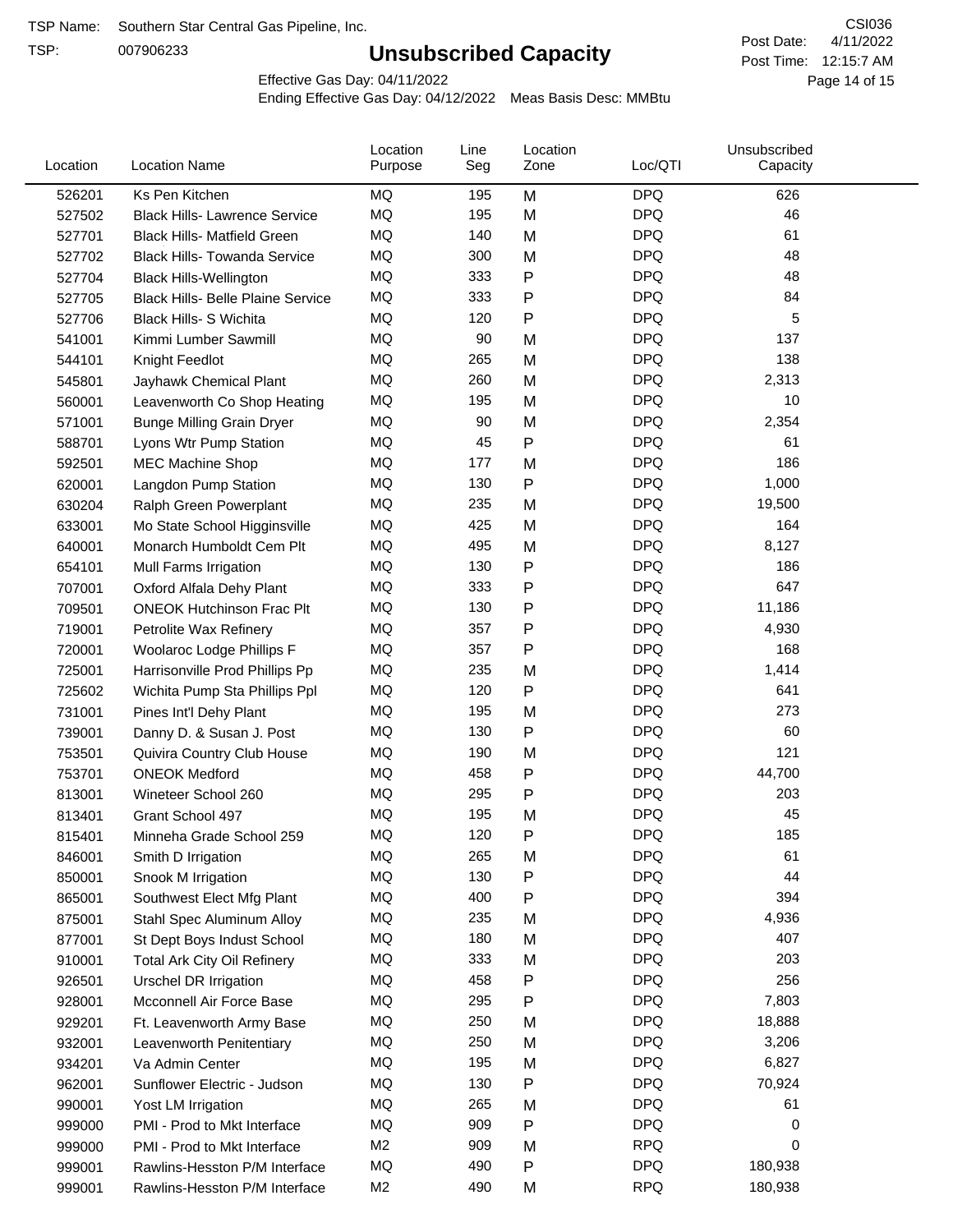TSP Name: Southern Star Central Gas Pipeline, Inc.

TSP: 007906233

# Unsubscribed Capacity

CSI036

Post Date: 4/11/2022

Post Time: 12:15:7 AM

Effective Gas Day: 04/11/2022

Ending Effective Gas Day: 04/12/2022 Meas Basis Desc: MMBtu

| Location | Location Name | Location Purpose | Line Seg | Location Zone | Loc/QTI | Unsubscribed Capacity |
|---|---|---|---|---|---|---|
| 526201 | Ks Pen Kitchen | MQ | 195 | M | DPQ | 626 |
| 527502 | Black Hills- Lawrence Service | MQ | 195 | M | DPQ | 46 |
| 527701 | Black Hills- Matfield Green | MQ | 140 | M | DPQ | 61 |
| 527702 | Black Hills- Towanda Service | MQ | 300 | M | DPQ | 48 |
| 527704 | Black Hills-Wellington | MQ | 333 | P | DPQ | 48 |
| 527705 | Black Hills- Belle Plaine Service | MQ | 333 | P | DPQ | 84 |
| 527706 | Black Hills- S Wichita | MQ | 120 | P | DPQ | 5 |
| 541001 | Kimmi Lumber Sawmill | MQ | 90 | M | DPQ | 137 |
| 544101 | Knight Feedlot | MQ | 265 | M | DPQ | 138 |
| 545801 | Jayhawk Chemical Plant | MQ | 260 | M | DPQ | 2,313 |
| 560001 | Leavenworth Co Shop Heating | MQ | 195 | M | DPQ | 10 |
| 571001 | Bunge Milling Grain Dryer | MQ | 90 | M | DPQ | 2,354 |
| 588701 | Lyons Wtr Pump Station | MQ | 45 | P | DPQ | 61 |
| 592501 | MEC Machine Shop | MQ | 177 | M | DPQ | 186 |
| 620001 | Langdon Pump Station | MQ | 130 | P | DPQ | 1,000 |
| 630204 | Ralph Green Powerplant | MQ | 235 | M | DPQ | 19,500 |
| 633001 | Mo State School Higginsville | MQ | 425 | M | DPQ | 164 |
| 640001 | Monarch Humboldt Cem Plt | MQ | 495 | M | DPQ | 8,127 |
| 654101 | Mull Farms Irrigation | MQ | 130 | P | DPQ | 186 |
| 707001 | Oxford Alfala Dehy Plant | MQ | 333 | P | DPQ | 647 |
| 709501 | ONEOK Hutchinson Frac Plt | MQ | 130 | P | DPQ | 11,186 |
| 719001 | Petrolite Wax Refinery | MQ | 357 | P | DPQ | 4,930 |
| 720001 | Woolaroc Lodge Phillips F | MQ | 357 | P | DPQ | 168 |
| 725001 | Harrisonville Prod Phillips Pp | MQ | 235 | M | DPQ | 1,414 |
| 725602 | Wichita Pump Sta Phillips Ppl | MQ | 120 | P | DPQ | 641 |
| 731001 | Pines Int'l Dehy Plant | MQ | 195 | M | DPQ | 273 |
| 739001 | Danny D. & Susan J. Post | MQ | 130 | P | DPQ | 60 |
| 753501 | Quivira Country Club House | MQ | 190 | M | DPQ | 121 |
| 753701 | ONEOK Medford | MQ | 458 | P | DPQ | 44,700 |
| 813001 | Wineteer School 260 | MQ | 295 | P | DPQ | 203 |
| 813401 | Grant School 497 | MQ | 195 | M | DPQ | 45 |
| 815401 | Minneha Grade School 259 | MQ | 120 | P | DPQ | 185 |
| 846001 | Smith D Irrigation | MQ | 265 | M | DPQ | 61 |
| 850001 | Snook M Irrigation | MQ | 130 | P | DPQ | 44 |
| 865001 | Southwest Elect Mfg Plant | MQ | 400 | P | DPQ | 394 |
| 875001 | Stahl Spec Aluminum Alloy | MQ | 235 | M | DPQ | 4,936 |
| 877001 | St Dept Boys Indust School | MQ | 180 | M | DPQ | 407 |
| 910001 | Total Ark City Oil Refinery | MQ | 333 | M | DPQ | 203 |
| 926501 | Urschel DR Irrigation | MQ | 458 | P | DPQ | 256 |
| 928001 | Mcconnell Air Force Base | MQ | 295 | P | DPQ | 7,803 |
| 929201 | Ft. Leavenworth Army Base | MQ | 250 | M | DPQ | 18,888 |
| 932001 | Leavenworth Penitentiary | MQ | 250 | M | DPQ | 3,206 |
| 934201 | Va Admin Center | MQ | 195 | M | DPQ | 6,827 |
| 962001 | Sunflower Electric - Judson | MQ | 130 | P | DPQ | 70,924 |
| 990001 | Yost LM Irrigation | MQ | 265 | M | DPQ | 61 |
| 999000 | PMI - Prod to Mkt Interface | MQ | 909 | P | DPQ | 0 |
| 999000 | PMI - Prod to Mkt Interface | M2 | 909 | M | RPQ | 0 |
| 999001 | Rawlins-Hesston P/M Interface | MQ | 490 | P | DPQ | 180,938 |
| 999001 | Rawlins-Hesston P/M Interface | M2 | 490 | M | RPQ | 180,938 |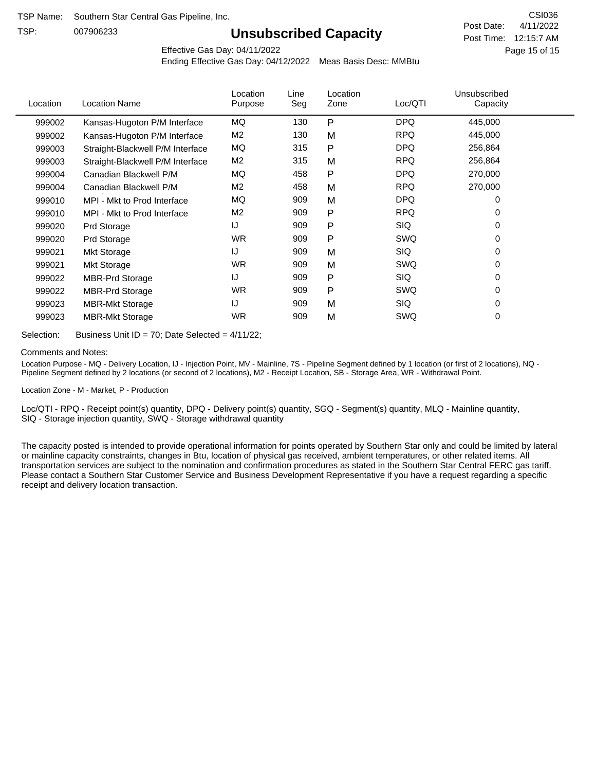TSP Name: Southern Star Central Gas Pipeline, Inc.

TSP: 007906233

# Unsubscribed Capacity

CSI036

Post Date: 4/11/2022

Post Time: 12:15:7 AM

Effective Gas Day: 04/11/2022

Ending Effective Gas Day: 04/12/2022 Meas Basis Desc: MMBtu

| Location | Location Name | Location Purpose | Line Seg | Location Zone | Loc/QTI | Unsubscribed Capacity |
|---|---|---|---|---|---|---|
| 999002 | Kansas-Hugoton P/M Interface | MQ | 130 | P | DPQ | 445,000 |
| 999002 | Kansas-Hugoton P/M Interface | M2 | 130 | M | RPQ | 445,000 |
| 999003 | Straight-Blackwell P/M Interface | MQ | 315 | P | DPQ | 256,864 |
| 999003 | Straight-Blackwell P/M Interface | M2 | 315 | M | RPQ | 256,864 |
| 999004 | Canadian Blackwell P/M | MQ | 458 | P | DPQ | 270,000 |
| 999004 | Canadian Blackwell P/M | M2 | 458 | M | RPQ | 270,000 |
| 999010 | MPI - Mkt to Prod Interface | MQ | 909 | M | DPQ | 0 |
| 999010 | MPI - Mkt to Prod Interface | M2 | 909 | P | RPQ | 0 |
| 999020 | Prd Storage | IJ | 909 | P | SIQ | 0 |
| 999020 | Prd Storage | WR | 909 | P | SWQ | 0 |
| 999021 | Mkt Storage | IJ | 909 | M | SIQ | 0 |
| 999021 | Mkt Storage | WR | 909 | M | SWQ | 0 |
| 999022 | MBR-Prd Storage | IJ | 909 | P | SIQ | 0 |
| 999022 | MBR-Prd Storage | WR | 909 | P | SWQ | 0 |
| 999023 | MBR-Mkt Storage | IJ | 909 | M | SIQ | 0 |
| 999023 | MBR-Mkt Storage | WR | 909 | M | SWQ | 0 |

Selection: Business Unit ID = 70; Date Selected = 4/11/22;

Comments and Notes:

Location Purpose - MQ - Delivery Location, IJ - Injection Point, MV - Mainline, 7S - Pipeline Segment defined by 1 location (or first of 2 locations), NQ - Pipeline Segment defined by 2 locations (or second of 2 locations), M2 - Receipt Location, SB - Storage Area, WR - Withdrawal Point.

Location Zone - M - Market, P - Production

Loc/QTI - RPQ - Receipt point(s) quantity, DPQ - Delivery point(s) quantity, SGQ - Segment(s) quantity, MLQ - Mainline quantity, SIQ - Storage injection quantity, SWQ - Storage withdrawal quantity

The capacity posted is intended to provide operational information for points operated by Southern Star only and could be limited by lateral or mainline capacity constraints, changes in Btu, location of physical gas received, ambient temperatures, or other related items. All transportation services are subject to the nomination and confirmation procedures as stated in the Southern Star Central FERC gas tariff. Please contact a Southern Star Customer Service and Business Development Representative if you have a request regarding a specific receipt and delivery location transaction.